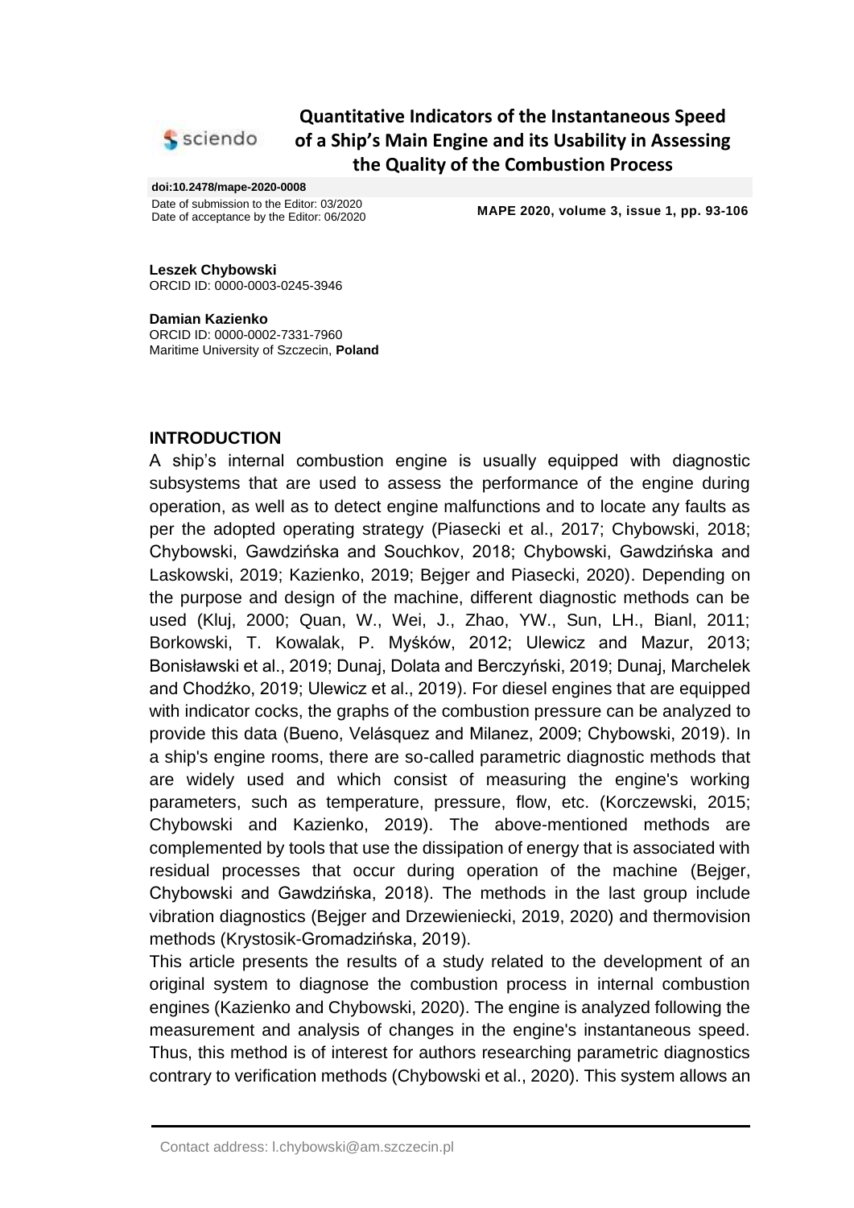# Quantitative Indicators of the Instantaneous Speed of a Ship's Main Engine and its Usability in Assessing the Quality of the Combustion Process

**doi:10.2478/mape-2020-0008**

Date of submission to the Editor: 03/2020
Date of acceptance by the Editor: 06/2020

**MAPE 2020, volume 3, issue 1, pp. 93-106**

**Leszek Chybowski**
ORCID ID: 0000-0003-0245-3946

**Damian Kazienko**
ORCID ID: 0000-0002-7331-7960
Maritime University of Szczecin, **Poland**

## INTRODUCTION

A ship's internal combustion engine is usually equipped with diagnostic subsystems that are used to assess the performance of the engine during operation, as well as to detect engine malfunctions and to locate any faults as per the adopted operating strategy (Piasecki et al., 2017; Chybowski, 2018; Chybowski, Gawdzińska and Souchkov, 2018; Chybowski, Gawdzińska and Laskowski, 2019; Kazienko, 2019; Bejger and Piasecki, 2020). Depending on the purpose and design of the machine, different diagnostic methods can be used (Kluj, 2000; Quan, W., Wei, J., Zhao, YW., Sun, LH., Bianl, 2011; Borkowski, T. Kowalak, P. Myśków, 2012; Ulewicz and Mazur, 2013; Bonisławski et al., 2019; Dunaj, Dolata and Berczyński, 2019; Dunaj, Marchelek and Chodźko, 2019; Ulewicz et al., 2019). For diesel engines that are equipped with indicator cocks, the graphs of the combustion pressure can be analyzed to provide this data (Bueno, Velásquez and Milanez, 2009; Chybowski, 2019). In a ship's engine rooms, there are so-called parametric diagnostic methods that are widely used and which consist of measuring the engine's working parameters, such as temperature, pressure, flow, etc. (Korczewski, 2015; Chybowski and Kazienko, 2019). The above-mentioned methods are complemented by tools that use the dissipation of energy that is associated with residual processes that occur during operation of the machine (Bejger, Chybowski and Gawdzińska, 2018). The methods in the last group include vibration diagnostics (Bejger and Drzewieniecki, 2019, 2020) and thermovision methods (Krystosik-Gromadzińska, 2019).

This article presents the results of a study related to the development of an original system to diagnose the combustion process in internal combustion engines (Kazienko and Chybowski, 2020). The engine is analyzed following the measurement and analysis of changes in the engine's instantaneous speed. Thus, this method is of interest for authors researching parametric diagnostics contrary to verification methods (Chybowski et al., 2020). This system allows an

Contact address: l.chybowski@am.szczecin.pl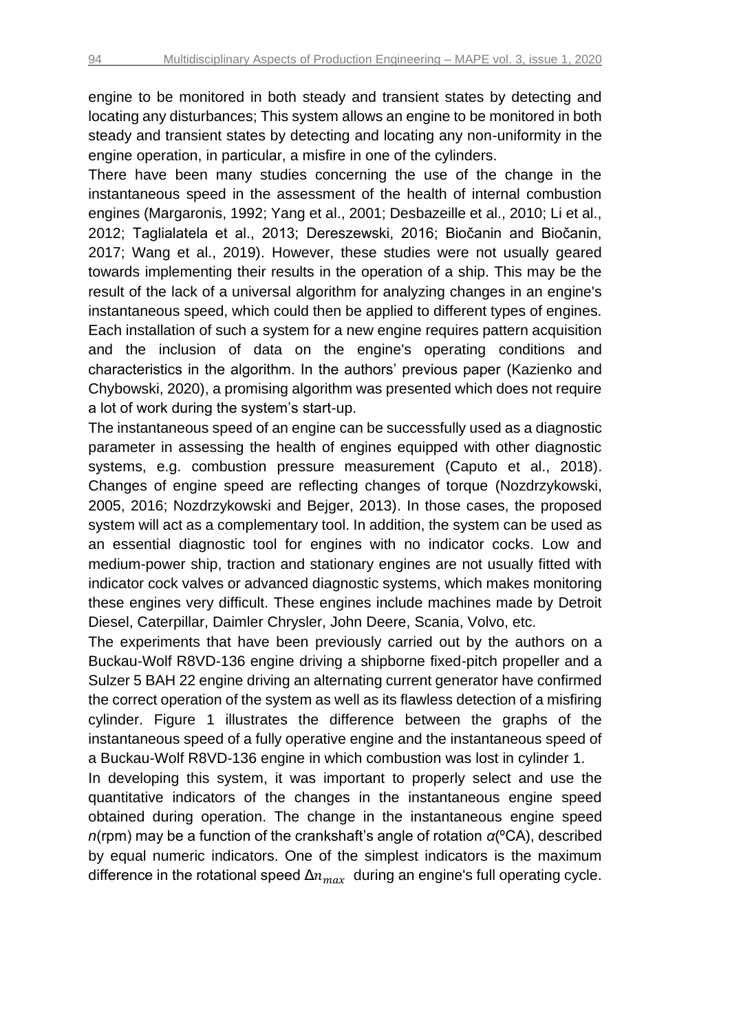engine to be monitored in both steady and transient states by detecting and locating any disturbances; This system allows an engine to be monitored in both steady and transient states by detecting and locating any non-uniformity in the engine operation, in particular, a misfire in one of the cylinders.

There have been many studies concerning the use of the change in the instantaneous speed in the assessment of the health of internal combustion engines (Margaronis, 1992; Yang et al., 2001; Desbazeille et al., 2010; Li et al., 2012; Taglialatela et al., 2013; Dereszewski, 2016; Biočanin and Biočanin, 2017; Wang et al., 2019). However, these studies were not usually geared towards implementing their results in the operation of a ship. This may be the result of the lack of a universal algorithm for analyzing changes in an engine's instantaneous speed, which could then be applied to different types of engines. Each installation of such a system for a new engine requires pattern acquisition and the inclusion of data on the engine's operating conditions and characteristics in the algorithm. In the authors' previous paper (Kazienko and Chybowski, 2020), a promising algorithm was presented which does not require a lot of work during the system's start-up.

The instantaneous speed of an engine can be successfully used as a diagnostic parameter in assessing the health of engines equipped with other diagnostic systems, e.g. combustion pressure measurement (Caputo et al., 2018). Changes of engine speed are reflecting changes of torque (Nozdrzykowski, 2005, 2016; Nozdrzykowski and Bejger, 2013). In those cases, the proposed system will act as a complementary tool. In addition, the system can be used as an essential diagnostic tool for engines with no indicator cocks. Low and medium-power ship, traction and stationary engines are not usually fitted with indicator cock valves or advanced diagnostic systems, which makes monitoring these engines very difficult. These engines include machines made by Detroit Diesel, Caterpillar, Daimler Chrysler, John Deere, Scania, Volvo, etc.

The experiments that have been previously carried out by the authors on a Buckau-Wolf R8VD-136 engine driving a shipborne fixed-pitch propeller and a Sulzer 5 BAH 22 engine driving an alternating current generator have confirmed the correct operation of the system as well as its flawless detection of a misfiring cylinder. Figure 1 illustrates the difference between the graphs of the instantaneous speed of a fully operative engine and the instantaneous speed of a Buckau-Wolf R8VD-136 engine in which combustion was lost in cylinder 1.

In developing this system, it was important to properly select and use the quantitative indicators of the changes in the instantaneous engine speed obtained during operation. The change in the instantaneous engine speed $n$(rpm) may be a function of the crankshaft's angle of rotation $\alpha$(ºCA), described by equal numeric indicators. One of the simplest indicators is the maximum difference in the rotational speed $\Delta n_{max}$ during an engine's full operating cycle.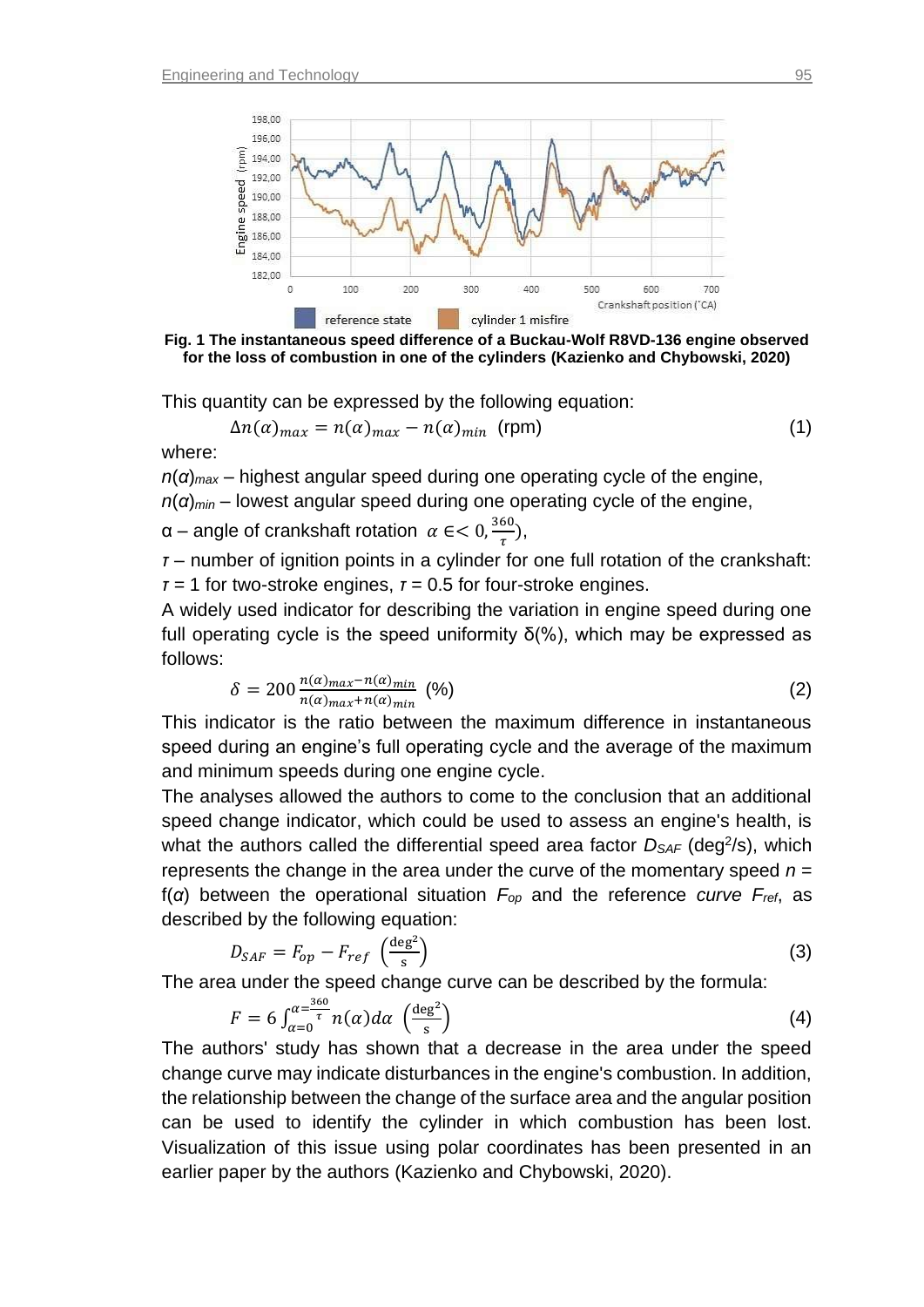**Fig. 1 The instantaneous speed difference of a Buckau-Wolf R8VD-136 engine observed for the loss of combustion in one of the cylinders (Kazienko and Chybowski, 2020)**

This quantity can be expressed by the following equation:

$$\Delta n(\alpha)_{max} = n(\alpha)_{max} - n(\alpha)_{min} \text{ (rpm)} \tag{1}$$

where:

$n(\alpha)_{max}$ – highest angular speed during one operating cycle of the engine,

$n(\alpha)_{min}$ – lowest angular speed during one operating cycle of the engine,

α – angle of crankshaft rotation $\alpha \in < 0, \frac{360}{\tau})$,

$\tau$ – number of ignition points in a cylinder for one full rotation of the crankshaft: $\tau = 1$ for two-stroke engines, $\tau = 0.5$ for four-stroke engines.

A widely used indicator for describing the variation in engine speed during one full operating cycle is the speed uniformity δ(%), which may be expressed as follows:

$$\delta = 200\frac{n(\alpha)_{max} - n(\alpha)_{min}}{n(\alpha)_{max} + n(\alpha)_{min}} \text{ (\%)} \tag{2}$$

This indicator is the ratio between the maximum difference in instantaneous speed during an engine's full operating cycle and the average of the maximum and minimum speeds during one engine cycle.

The analyses allowed the authors to come to the conclusion that an additional speed change indicator, which could be used to assess an engine's health, is what the authors called the differential speed area factor $D_{SAF}$ (deg$^2$/s), which represents the change in the area under the curve of the momentary speed $n$ = f($\alpha$) between the operational situation $F_{op}$ and the reference *curve* $F_{ref}$, as described by the following equation:

$$D_{SAF} = F_{op} - F_{ref} \left(\frac{\text{deg}^2}{\text{s}}\right) \tag{3}$$

The area under the speed change curve can be described by the formula:

$$F = 6\int_{\alpha=0}^{\alpha=\frac{360}{\tau}} n(\alpha)d\alpha \left(\frac{\text{deg}^2}{\text{s}}\right) \tag{4}$$

The authors' study has shown that a decrease in the area under the speed change curve may indicate disturbances in the engine's combustion. In addition, the relationship between the change of the surface area and the angular position can be used to identify the cylinder in which combustion has been lost. Visualization of this issue using polar coordinates has been presented in an earlier paper by the authors (Kazienko and Chybowski, 2020).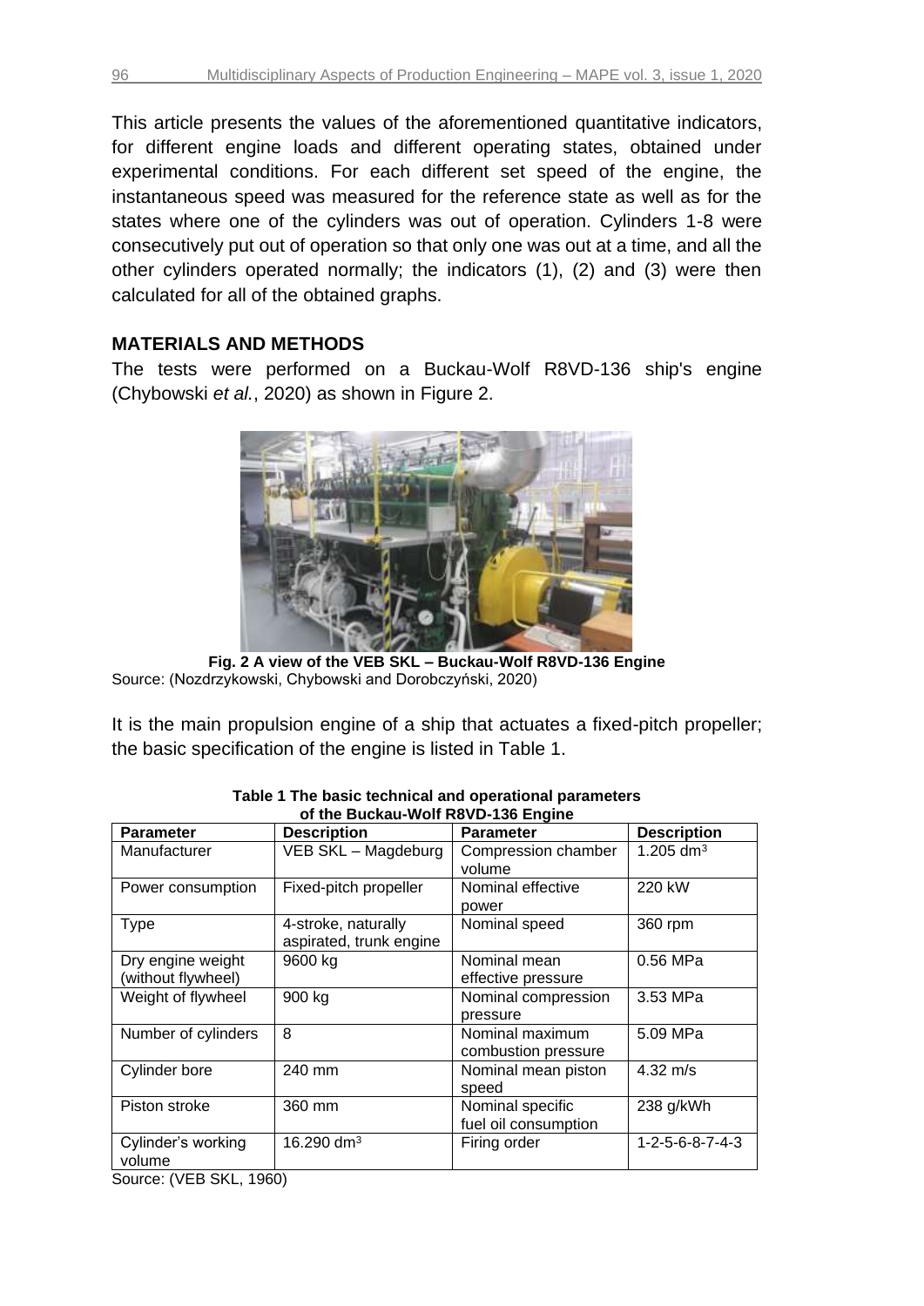This article presents the values of the aforementioned quantitative indicators, for different engine loads and different operating states, obtained under experimental conditions. For each different set speed of the engine, the instantaneous speed was measured for the reference state as well as for the states where one of the cylinders was out of operation. Cylinders 1-8 were consecutively put out of operation so that only one was out at a time, and all the other cylinders operated normally; the indicators (1), (2) and (3) were then calculated for all of the obtained graphs.

## MATERIALS AND METHODS

The tests were performed on a Buckau-Wolf R8VD-136 ship's engine (Chybowski *et al.*, 2020) as shown in Figure 2.

**Fig. 2 A view of the VEB SKL – Buckau-Wolf R8VD-136 Engine**
Source: (Nozdrzykowski, Chybowski and Dorobczyński, 2020)

It is the main propulsion engine of a ship that actuates a fixed-pitch propeller; the basic specification of the engine is listed in Table 1.

**Table 1 The basic technical and operational parameters of the Buckau-Wolf R8VD-136 Engine**

| Parameter | Description | Parameter | Description |
|---|---|---|---|
| Manufacturer | VEB SKL – Magdeburg | Compression chamber volume | 1.205 $dm^3$ |
| Power consumption | Fixed-pitch propeller | Nominal effective power | 220 kW |
| Type | 4-stroke, naturally aspirated, trunk engine | Nominal speed | 360 rpm |
| Dry engine weight (without flywheel) | 9600 kg | Nominal mean effective pressure | 0.56 MPa |
| Weight of flywheel | 900 kg | Nominal compression pressure | 3.53 MPa |
| Number of cylinders | 8 | Nominal maximum combustion pressure | 5.09 MPa |
| Cylinder bore | 240 mm | Nominal mean piston speed | 4.32 m/s |
| Piston stroke | 360 mm | Nominal specific fuel oil consumption | 238 g/kWh |
| Cylinder's working volume | 16.290 $dm^3$ | Firing order | 1-2-5-6-8-7-4-3 |

Source: (VEB SKL, 1960)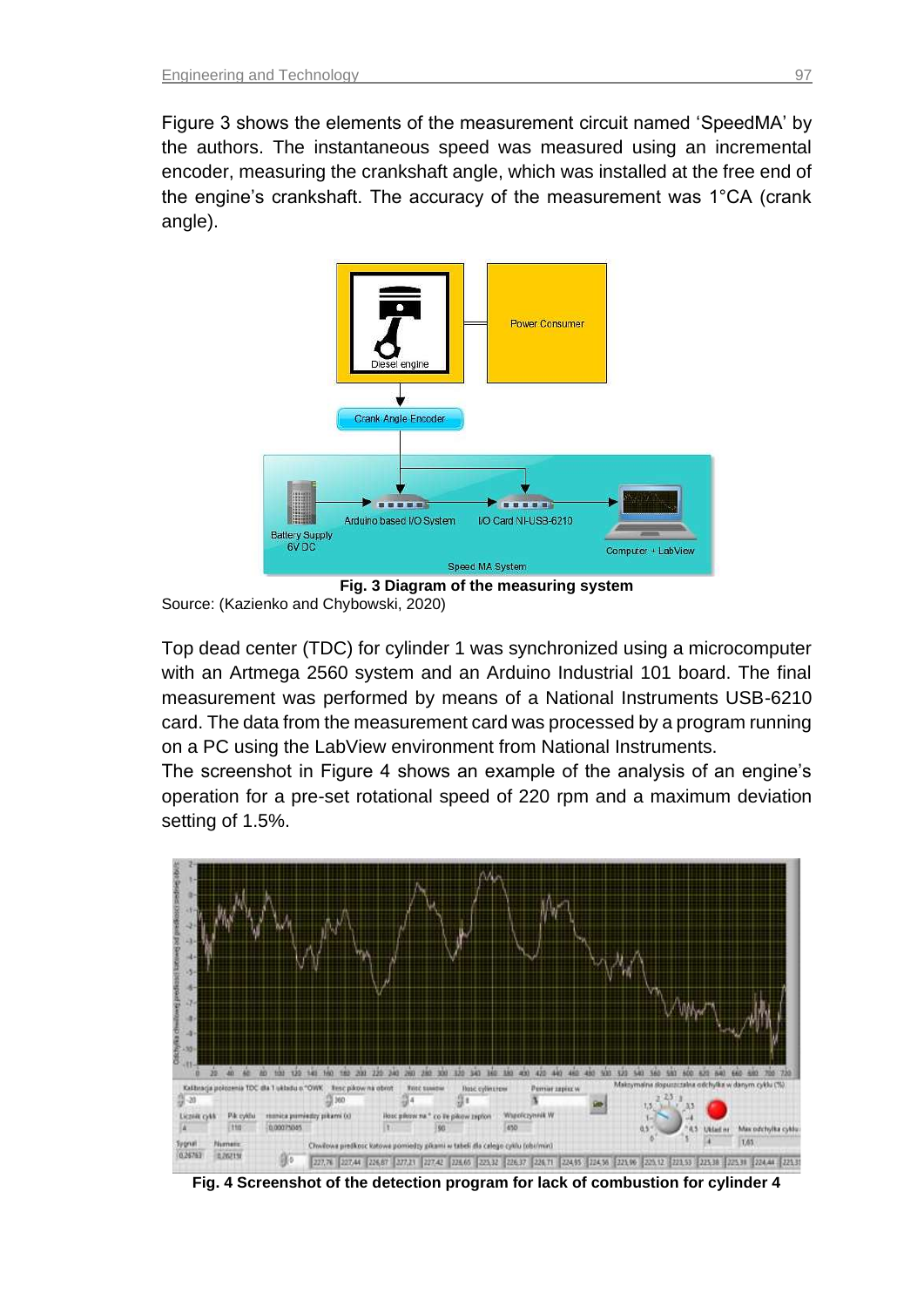Figure 3 shows the elements of the measurement circuit named 'SpeedMA' by the authors. The instantaneous speed was measured using an incremental encoder, measuring the crankshaft angle, which was installed at the free end of the engine's crankshaft. The accuracy of the measurement was 1°CA (crank angle).

**Fig. 3 Diagram of the measuring system**

Source: (Kazienko and Chybowski, 2020)

Top dead center (TDC) for cylinder 1 was synchronized using a microcomputer with an Artmega 2560 system and an Arduino Industrial 101 board. The final measurement was performed by means of a National Instruments USB-6210 card. The data from the measurement card was processed by a program running on a PC using the LabView environment from National Instruments.

The screenshot in Figure 4 shows an example of the analysis of an engine's operation for a pre-set rotational speed of 220 rpm and a maximum deviation setting of 1.5%.

**Fig. 4 Screenshot of the detection program for lack of combustion for cylinder 4**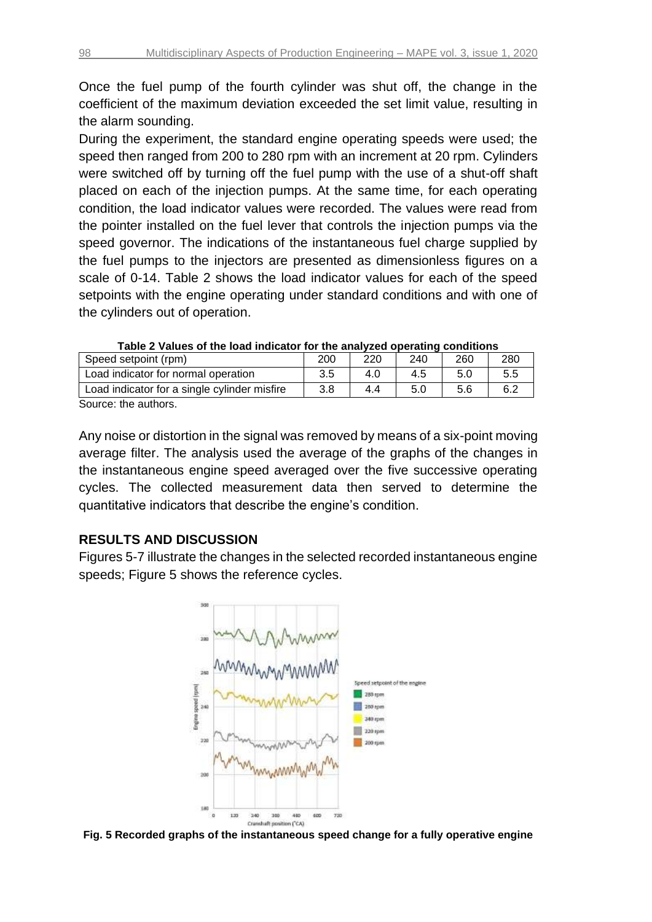Once the fuel pump of the fourth cylinder was shut off, the change in the coefficient of the maximum deviation exceeded the set limit value, resulting in the alarm sounding.

During the experiment, the standard engine operating speeds were used; the speed then ranged from 200 to 280 rpm with an increment at 20 rpm. Cylinders were switched off by turning off the fuel pump with the use of a shut-off shaft placed on each of the injection pumps. At the same time, for each operating condition, the load indicator values were recorded. The values were read from the pointer installed on the fuel lever that controls the injection pumps via the speed governor. The indications of the instantaneous fuel charge supplied by the fuel pumps to the injectors are presented as dimensionless figures on a scale of 0-14. Table 2 shows the load indicator values for each of the speed setpoints with the engine operating under standard conditions and with one of the cylinders out of operation.

**Table 2 Values of the load indicator for the analyzed operating conditions**

| Speed setpoint (rpm) | 200 | 220 | 240 | 260 | 280 |
|---|---|---|---|---|---|
| Load indicator for normal operation | 3.5 | 4.0 | 4.5 | 5.0 | 5.5 |
| Load indicator for a single cylinder misfire | 3.8 | 4.4 | 5.0 | 5.6 | 6.2 |

Source: the authors.

Any noise or distortion in the signal was removed by means of a six-point moving average filter. The analysis used the average of the graphs of the changes in the instantaneous engine speed averaged over the five successive operating cycles. The collected measurement data then served to determine the quantitative indicators that describe the engine's condition.

## RESULTS AND DISCUSSION

Figures 5-7 illustrate the changes in the selected recorded instantaneous engine speeds; Figure 5 shows the reference cycles.

**Fig. 5 Recorded graphs of the instantaneous speed change for a fully operative engine**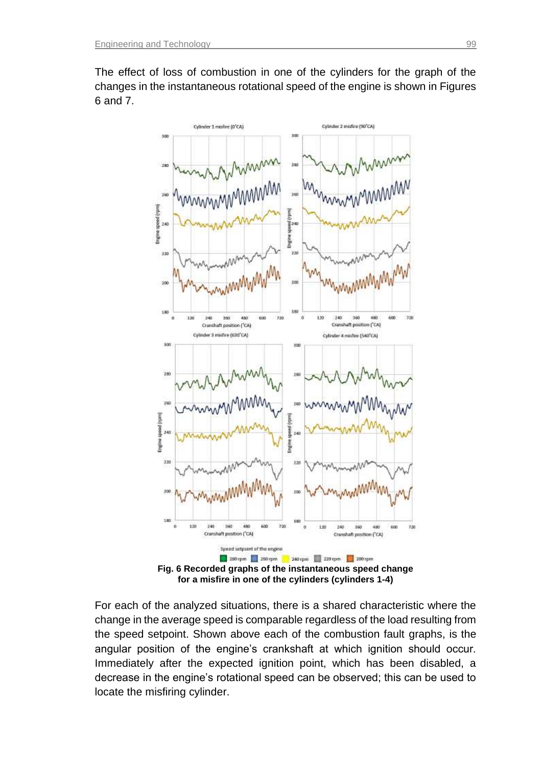The effect of loss of combustion in one of the cylinders for the graph of the changes in the instantaneous rotational speed of the engine is shown in Figures 6 and 7.

**Fig. 6 Recorded graphs of the instantaneous speed change for a misfire in one of the cylinders (cylinders 1-4)**

For each of the analyzed situations, there is a shared characteristic where the change in the average speed is comparable regardless of the load resulting from the speed setpoint. Shown above each of the combustion fault graphs, is the angular position of the engine's crankshaft at which ignition should occur. Immediately after the expected ignition point, which has been disabled, a decrease in the engine's rotational speed can be observed; this can be used to locate the misfiring cylinder.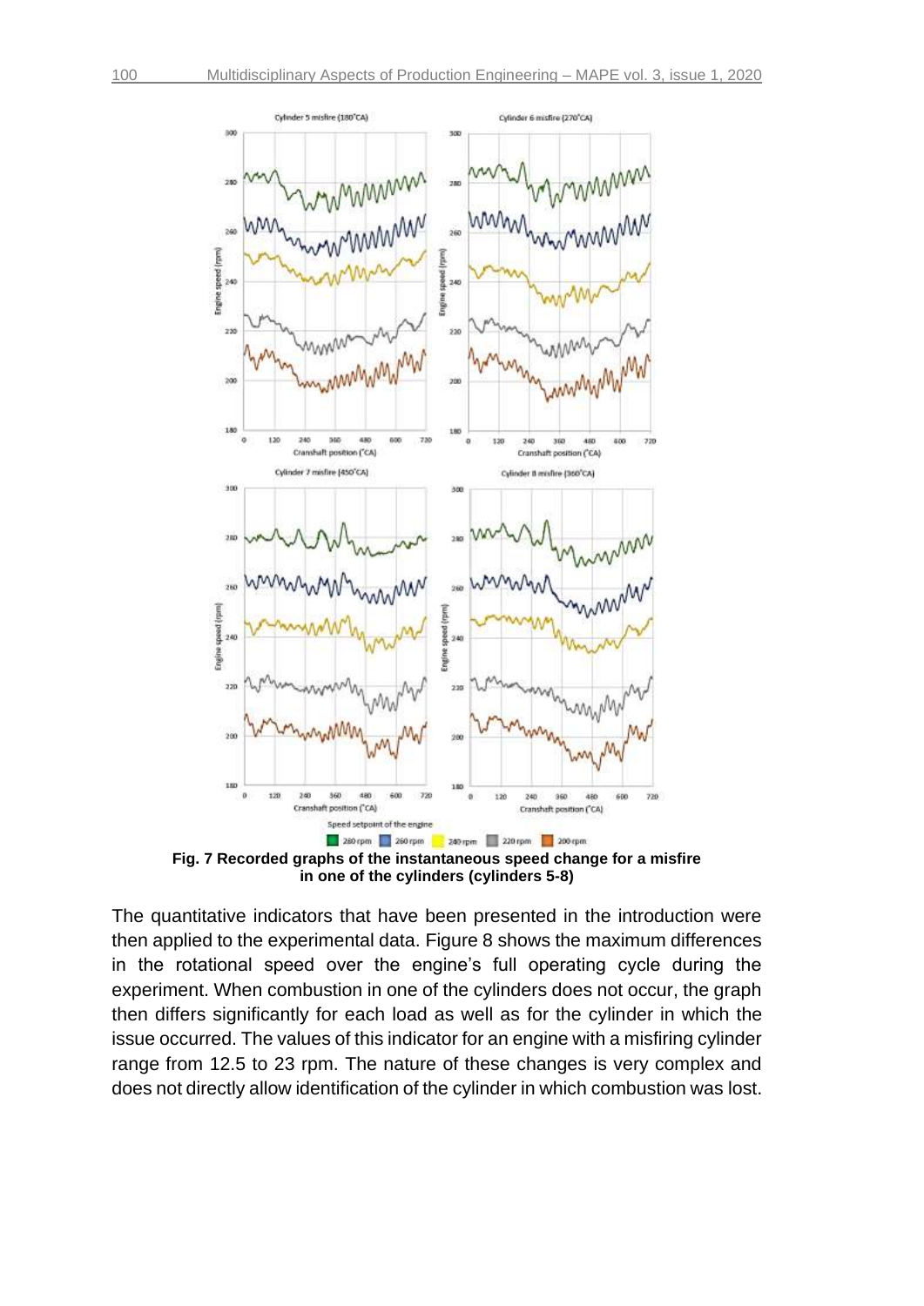Fig. 7 Recorded graphs of the instantaneous speed change for a misfire in one of the cylinders (cylinders 5-8)

The quantitative indicators that have been presented in the introduction were then applied to the experimental data. Figure 8 shows the maximum differences in the rotational speed over the engine's full operating cycle during the experiment. When combustion in one of the cylinders does not occur, the graph then differs significantly for each load as well as for the cylinder in which the issue occurred. The values of this indicator for an engine with a misfiring cylinder range from 12.5 to 23 rpm. The nature of these changes is very complex and does not directly allow identification of the cylinder in which combustion was lost.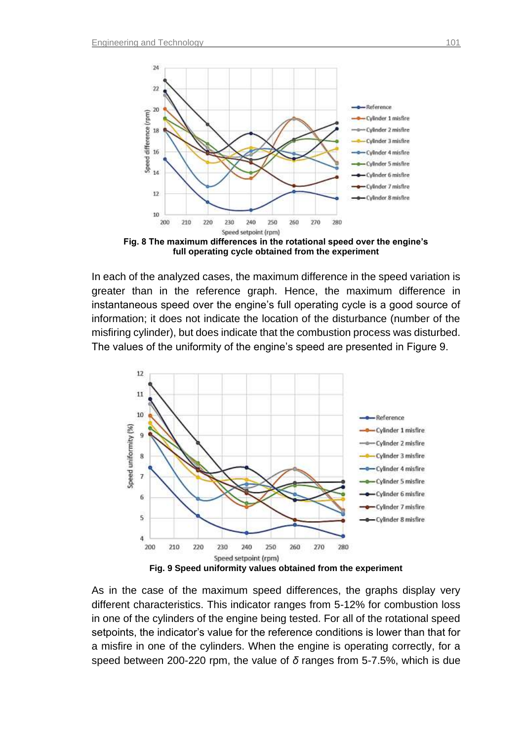Fig. 8 The maximum differences in the rotational speed over the engine's full operating cycle obtained from the experiment

In each of the analyzed cases, the maximum difference in the speed variation is greater than in the reference graph. Hence, the maximum difference in instantaneous speed over the engine's full operating cycle is a good source of information; it does not indicate the location of the disturbance (number of the misfiring cylinder), but does indicate that the combustion process was disturbed. The values of the uniformity of the engine's speed are presented in Figure 9.

Fig. 9 Speed uniformity values obtained from the experiment

As in the case of the maximum speed differences, the graphs display very different characteristics. This indicator ranges from 5-12% for combustion loss in one of the cylinders of the engine being tested. For all of the rotational speed setpoints, the indicator's value for the reference conditions is lower than that for a misfire in one of the cylinders. When the engine is operating correctly, for a speed between 200-220 rpm, the value of $\delta$ ranges from 5-7.5%, which is due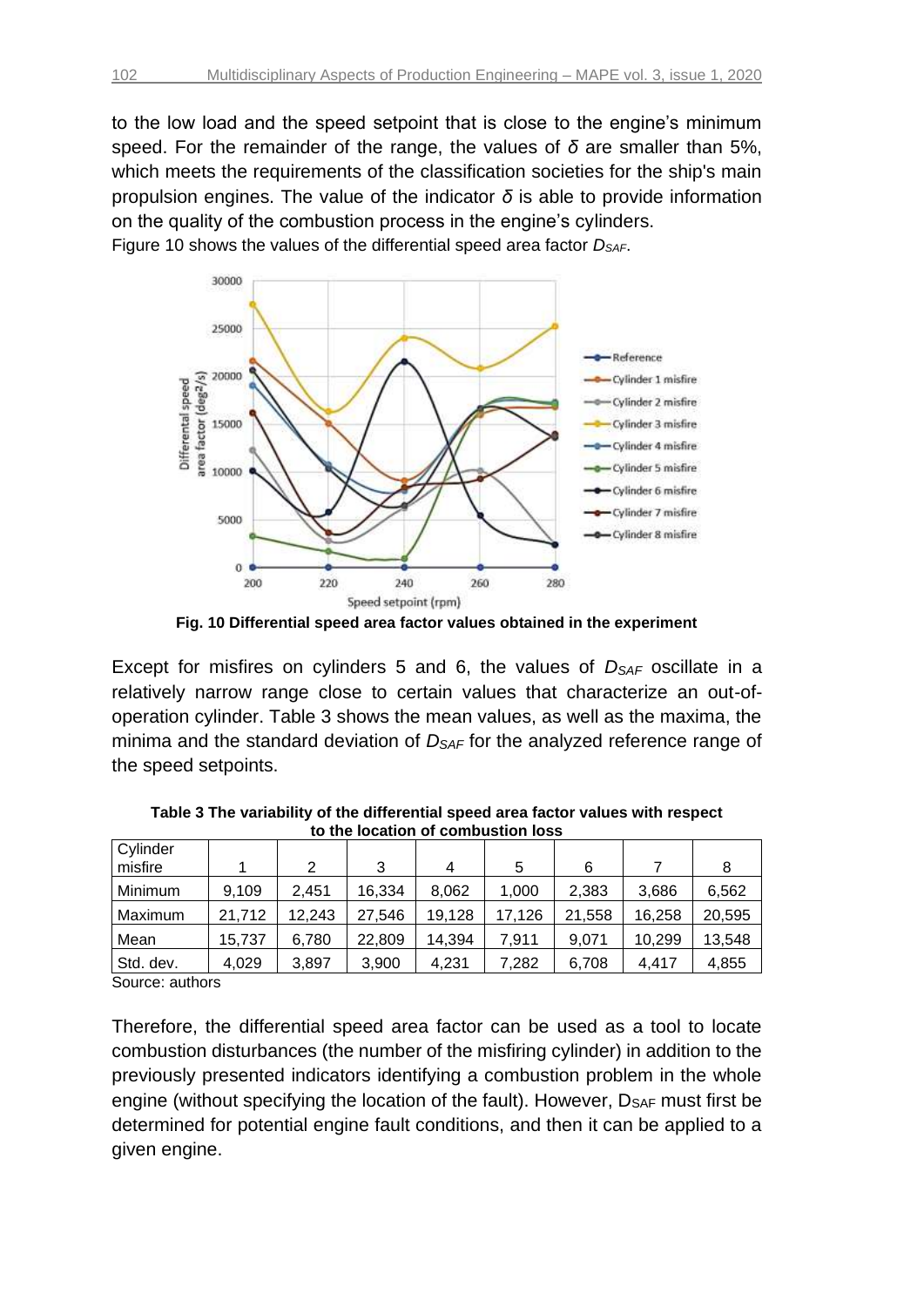to the low load and the speed setpoint that is close to the engine's minimum speed. For the remainder of the range, the values of $\delta$ are smaller than 5%, which meets the requirements of the classification societies for the ship's main propulsion engines. The value of the indicator $\delta$ is able to provide information on the quality of the combustion process in the engine's cylinders.

Figure 10 shows the values of the differential speed area factor $D_{SAF}$.

**Fig. 10 Differential speed area factor values obtained in the experiment**

Except for misfires on cylinders 5 and 6, the values of $D_{SAF}$ oscillate in a relatively narrow range close to certain values that characterize an out-of-operation cylinder. Table 3 shows the mean values, as well as the maxima, the minima and the standard deviation of $D_{SAF}$ for the analyzed reference range of the speed setpoints.

**Table 3 The variability of the differential speed area factor values with respect to the location of combustion loss**

| Cylinder misfire | 1 | 2 | 3 | 4 | 5 | 6 | 7 | 8 |
|---|---|---|---|---|---|---|---|---|
| Minimum | 9,109 | 2,451 | 16,334 | 8,062 | 1,000 | 2,383 | 3,686 | 6,562 |
| Maximum | 21,712 | 12,243 | 27,546 | 19,128 | 17,126 | 21,558 | 16,258 | 20,595 |
| Mean | 15,737 | 6,780 | 22,809 | 14,394 | 7,911 | 9,071 | 10,299 | 13,548 |
| Std. dev. | 4,029 | 3,897 | 3,900 | 4,231 | 7,282 | 6,708 | 4,417 | 4,855 |

Source: authors

Therefore, the differential speed area factor can be used as a tool to locate combustion disturbances (the number of the misfiring cylinder) in addition to the previously presented indicators identifying a combustion problem in the whole engine (without specifying the location of the fault). However, $D_{SAF}$ must first be determined for potential engine fault conditions, and then it can be applied to a given engine.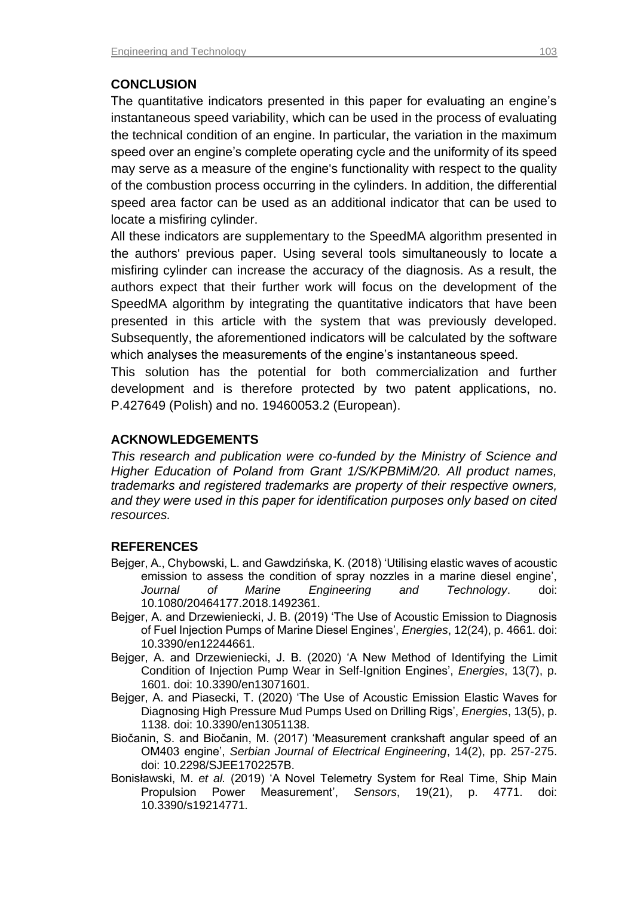## CONCLUSION

The quantitative indicators presented in this paper for evaluating an engine's instantaneous speed variability, which can be used in the process of evaluating the technical condition of an engine. In particular, the variation in the maximum speed over an engine's complete operating cycle and the uniformity of its speed may serve as a measure of the engine's functionality with respect to the quality of the combustion process occurring in the cylinders. In addition, the differential speed area factor can be used as an additional indicator that can be used to locate a misfiring cylinder.

All these indicators are supplementary to the SpeedMA algorithm presented in the authors' previous paper. Using several tools simultaneously to locate a misfiring cylinder can increase the accuracy of the diagnosis. As a result, the authors expect that their further work will focus on the development of the SpeedMA algorithm by integrating the quantitative indicators that have been presented in this article with the system that was previously developed. Subsequently, the aforementioned indicators will be calculated by the software which analyses the measurements of the engine's instantaneous speed.

This solution has the potential for both commercialization and further development and is therefore protected by two patent applications, no. P.427649 (Polish) and no. 19460053.2 (European).

## ACKNOWLEDGEMENTS

*This research and publication were co-funded by the Ministry of Science and Higher Education of Poland from Grant 1/S/KPBMiM/20. All product names, trademarks and registered trademarks are property of their respective owners, and they were used in this paper for identification purposes only based on cited resources.*

## REFERENCES

Bejger, A., Chybowski, L. and Gawdzińska, K. (2018) 'Utilising elastic waves of acoustic emission to assess the condition of spray nozzles in a marine diesel engine', *Journal of Marine Engineering and Technology*. doi: 10.1080/20464177.2018.1492361.

Bejger, A. and Drzewieniecki, J. B. (2019) 'The Use of Acoustic Emission to Diagnosis of Fuel Injection Pumps of Marine Diesel Engines', *Energies*, 12(24), p. 4661. doi: 10.3390/en12244661.

Bejger, A. and Drzewieniecki, J. B. (2020) 'A New Method of Identifying the Limit Condition of Injection Pump Wear in Self-Ignition Engines', *Energies*, 13(7), p. 1601. doi: 10.3390/en13071601.

Bejger, A. and Piasecki, T. (2020) 'The Use of Acoustic Emission Elastic Waves for Diagnosing High Pressure Mud Pumps Used on Drilling Rigs', *Energies*, 13(5), p. 1138. doi: 10.3390/en13051138.

Biočanin, S. and Biočanin, M. (2017) 'Measurement crankshaft angular speed of an OM403 engine', *Serbian Journal of Electrical Engineering*, 14(2), pp. 257-275. doi: 10.2298/SJEE1702257B.

Bonisławski, M. *et al.* (2019) 'A Novel Telemetry System for Real Time, Ship Main Propulsion Power Measurement', *Sensors*, 19(21), p. 4771. doi: 10.3390/s19214771.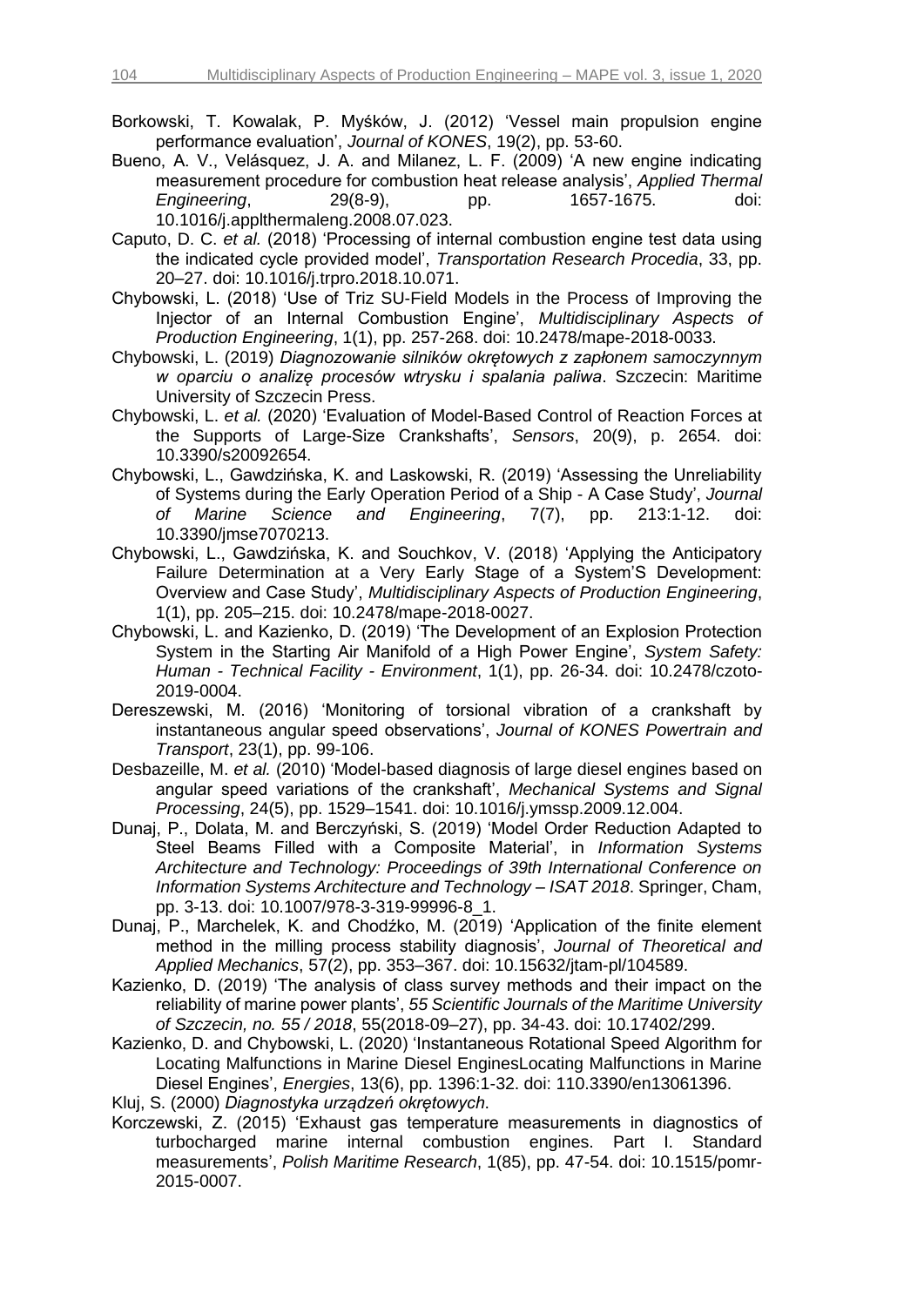Borkowski, T. Kowalak, P. Myśków, J. (2012) 'Vessel main propulsion engine performance evaluation', *Journal of KONES*, 19(2), pp. 53-60.

Bueno, A. V., Velásquez, J. A. and Milanez, L. F. (2009) 'A new engine indicating measurement procedure for combustion heat release analysis', *Applied Thermal Engineering*, 29(8-9), pp. 1657-1675. doi: 10.1016/j.applthermaleng.2008.07.023.

Caputo, D. C. *et al.* (2018) 'Processing of internal combustion engine test data using the indicated cycle provided model', *Transportation Research Procedia*, 33, pp. 20–27. doi: 10.1016/j.trpro.2018.10.071.

Chybowski, L. (2018) 'Use of Triz SU-Field Models in the Process of Improving the Injector of an Internal Combustion Engine', *Multidisciplinary Aspects of Production Engineering*, 1(1), pp. 257-268. doi: 10.2478/mape-2018-0033.

Chybowski, L. (2019) *Diagnozowanie silników okrętowych z zapłonem samoczynnym w oparciu o analizę procesów wtrysku i spalania paliwa*. Szczecin: Maritime University of Szczecin Press.

Chybowski, L. *et al.* (2020) 'Evaluation of Model-Based Control of Reaction Forces at the Supports of Large-Size Crankshafts', *Sensors*, 20(9), p. 2654. doi: 10.3390/s20092654.

Chybowski, L., Gawdzińska, K. and Laskowski, R. (2019) 'Assessing the Unreliability of Systems during the Early Operation Period of a Ship - A Case Study', *Journal of Marine Science and Engineering*, 7(7), pp. 213:1-12. doi: 10.3390/jmse7070213.

Chybowski, L., Gawdzińska, K. and Souchkov, V. (2018) 'Applying the Anticipatory Failure Determination at a Very Early Stage of a System'S Development: Overview and Case Study', *Multidisciplinary Aspects of Production Engineering*, 1(1), pp. 205–215. doi: 10.2478/mape-2018-0027.

Chybowski, L. and Kazienko, D. (2019) 'The Development of an Explosion Protection System in the Starting Air Manifold of a High Power Engine', *System Safety: Human - Technical Facility - Environment*, 1(1), pp. 26-34. doi: 10.2478/czoto-2019-0004.

Dereszewski, M. (2016) 'Monitoring of torsional vibration of a crankshaft by instantaneous angular speed observations', *Journal of KONES Powertrain and Transport*, 23(1), pp. 99-106.

Desbazeille, M. *et al.* (2010) 'Model-based diagnosis of large diesel engines based on angular speed variations of the crankshaft', *Mechanical Systems and Signal Processing*, 24(5), pp. 1529–1541. doi: 10.1016/j.ymssp.2009.12.004.

Dunaj, P., Dolata, M. and Berczyński, S. (2019) 'Model Order Reduction Adapted to Steel Beams Filled with a Composite Material', in *Information Systems Architecture and Technology: Proceedings of 39th International Conference on Information Systems Architecture and Technology – ISAT 2018*. Springer, Cham, pp. 3-13. doi: 10.1007/978-3-319-99996-8_1.

Dunaj, P., Marchelek, K. and Chodźko, M. (2019) 'Application of the finite element method in the milling process stability diagnosis', *Journal of Theoretical and Applied Mechanics*, 57(2), pp. 353–367. doi: 10.15632/jtam-pl/104589.

Kazienko, D. (2019) 'The analysis of class survey methods and their impact on the reliability of marine power plants', *55 Scientific Journals of the Maritime University of Szczecin, no. 55 / 2018*, 55(2018-09–27), pp. 34-43. doi: 10.17402/299.

Kazienko, D. and Chybowski, L. (2020) 'Instantaneous Rotational Speed Algorithm for Locating Malfunctions in Marine Diesel EnginesLocating Malfunctions in Marine Diesel Engines', *Energies*, 13(6), pp. 1396:1-32. doi: 110.3390/en13061396.

Kluj, S. (2000) *Diagnostyka urządzeń okrętowych*.

Korczewski, Z. (2015) 'Exhaust gas temperature measurements in diagnostics of turbocharged marine internal combustion engines. Part I. Standard measurements', *Polish Maritime Research*, 1(85), pp. 47-54. doi: 10.1515/pomr-2015-0007.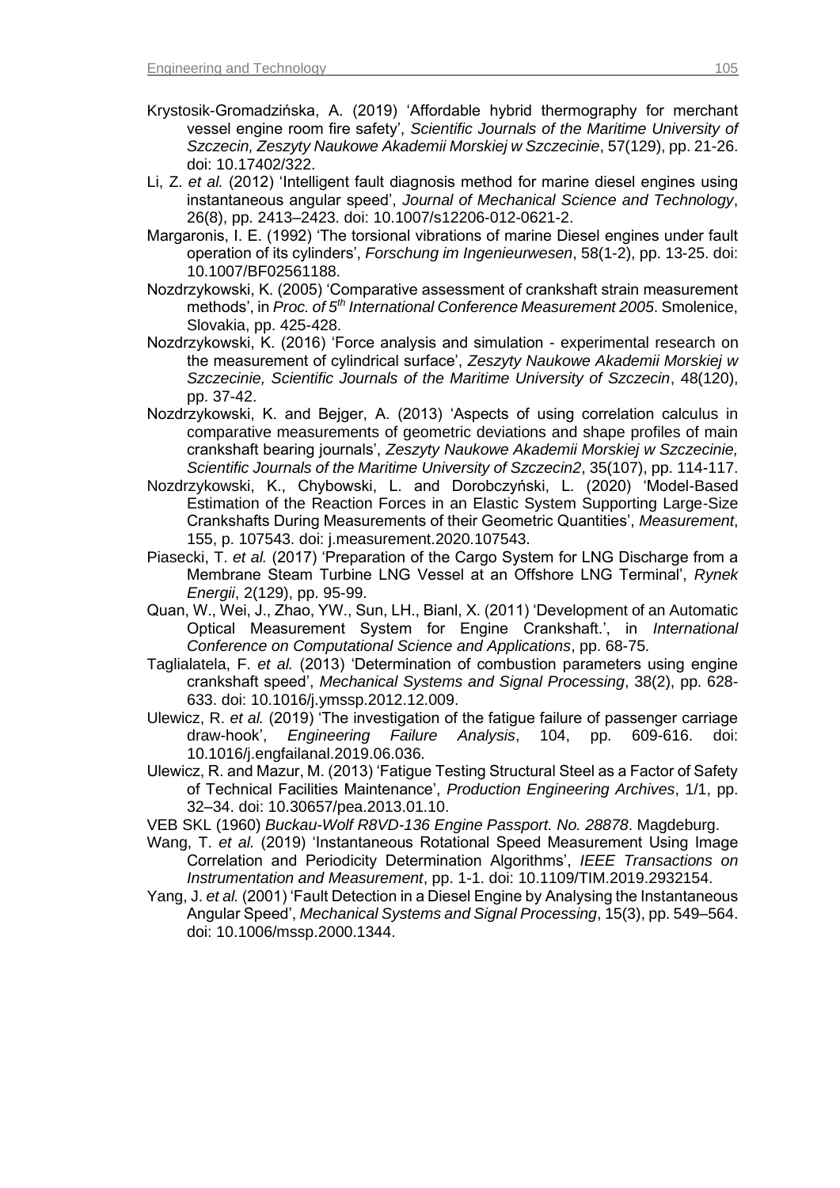Krystosik-Gromadzińska, A. (2019) 'Affordable hybrid thermography for merchant vessel engine room fire safety', *Scientific Journals of the Maritime University of Szczecin, Zeszyty Naukowe Akademii Morskiej w Szczecinie*, 57(129), pp. 21-26. doi: 10.17402/322.

Li, Z. *et al.* (2012) 'Intelligent fault diagnosis method for marine diesel engines using instantaneous angular speed', *Journal of Mechanical Science and Technology*, 26(8), pp. 2413–2423. doi: 10.1007/s12206-012-0621-2.

Margaronis, I. E. (1992) 'The torsional vibrations of marine Diesel engines under fault operation of its cylinders', *Forschung im Ingenieurwesen*, 58(1-2), pp. 13-25. doi: 10.1007/BF02561188.

Nozdrzykowski, K. (2005) 'Comparative assessment of crankshaft strain measurement methods', in *Proc. of 5th International Conference Measurement 2005*. Smolenice, Slovakia, pp. 425-428.

Nozdrzykowski, K. (2016) 'Force analysis and simulation - experimental research on the measurement of cylindrical surface', *Zeszyty Naukowe Akademii Morskiej w Szczecinie, Scientific Journals of the Maritime University of Szczecin*, 48(120), pp. 37-42.

Nozdrzykowski, K. and Bejger, A. (2013) 'Aspects of using correlation calculus in comparative measurements of geometric deviations and shape profiles of main crankshaft bearing journals', *Zeszyty Naukowe Akademii Morskiej w Szczecinie, Scientific Journals of the Maritime University of Szczecin2*, 35(107), pp. 114-117.

Nozdrzykowski, K., Chybowski, L. and Dorobczyński, L. (2020) 'Model-Based Estimation of the Reaction Forces in an Elastic System Supporting Large-Size Crankshafts During Measurements of their Geometric Quantities', *Measurement*, 155, p. 107543. doi: j.measurement.2020.107543.

Piasecki, T. *et al.* (2017) 'Preparation of the Cargo System for LNG Discharge from a Membrane Steam Turbine LNG Vessel at an Offshore LNG Terminal', *Rynek Energii*, 2(129), pp. 95-99.

Quan, W., Wei, J., Zhao, YW., Sun, LH., Bianl, X. (2011) 'Development of an Automatic Optical Measurement System for Engine Crankshaft.', in *International Conference on Computational Science and Applications*, pp. 68-75.

Taglialatela, F. *et al.* (2013) 'Determination of combustion parameters using engine crankshaft speed', *Mechanical Systems and Signal Processing*, 38(2), pp. 628-633. doi: 10.1016/j.ymssp.2012.12.009.

Ulewicz, R. *et al.* (2019) 'The investigation of the fatigue failure of passenger carriage draw-hook', *Engineering Failure Analysis*, 104, pp. 609-616. doi: 10.1016/j.engfailanal.2019.06.036.

Ulewicz, R. and Mazur, M. (2013) 'Fatigue Testing Structural Steel as a Factor of Safety of Technical Facilities Maintenance', *Production Engineering Archives*, 1/1, pp. 32–34. doi: 10.30657/pea.2013.01.10.

VEB SKL (1960) *Buckau-Wolf R8VD-136 Engine Passport. No. 28878*. Magdeburg.

Wang, T. *et al.* (2019) 'Instantaneous Rotational Speed Measurement Using Image Correlation and Periodicity Determination Algorithms', *IEEE Transactions on Instrumentation and Measurement*, pp. 1-1. doi: 10.1109/TIM.2019.2932154.

Yang, J. *et al.* (2001) 'Fault Detection in a Diesel Engine by Analysing the Instantaneous Angular Speed', *Mechanical Systems and Signal Processing*, 15(3), pp. 549–564. doi: 10.1006/mssp.2000.1344.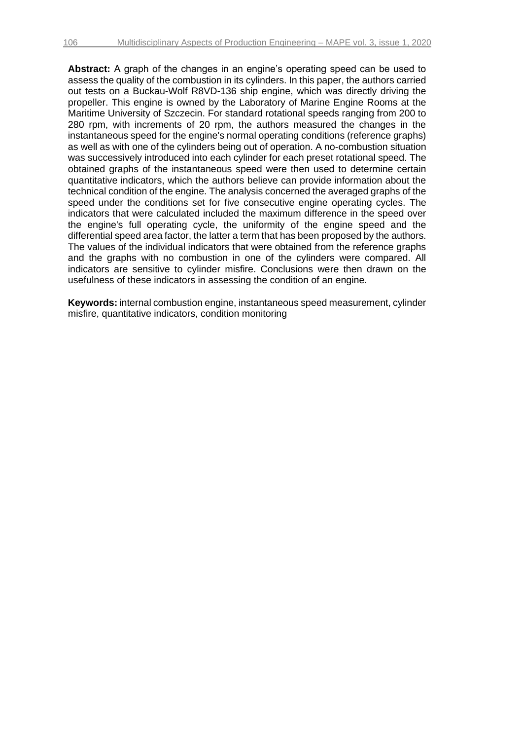**Abstract:** A graph of the changes in an engine's operating speed can be used to assess the quality of the combustion in its cylinders. In this paper, the authors carried out tests on a Buckau-Wolf R8VD-136 ship engine, which was directly driving the propeller. This engine is owned by the Laboratory of Marine Engine Rooms at the Maritime University of Szczecin. For standard rotational speeds ranging from 200 to 280 rpm, with increments of 20 rpm, the authors measured the changes in the instantaneous speed for the engine's normal operating conditions (reference graphs) as well as with one of the cylinders being out of operation. A no-combustion situation was successively introduced into each cylinder for each preset rotational speed. The obtained graphs of the instantaneous speed were then used to determine certain quantitative indicators, which the authors believe can provide information about the technical condition of the engine. The analysis concerned the averaged graphs of the speed under the conditions set for five consecutive engine operating cycles. The indicators that were calculated included the maximum difference in the speed over the engine's full operating cycle, the uniformity of the engine speed and the differential speed area factor, the latter a term that has been proposed by the authors. The values of the individual indicators that were obtained from the reference graphs and the graphs with no combustion in one of the cylinders were compared. All indicators are sensitive to cylinder misfire. Conclusions were then drawn on the usefulness of these indicators in assessing the condition of an engine.

**Keywords:** internal combustion engine, instantaneous speed measurement, cylinder misfire, quantitative indicators, condition monitoring